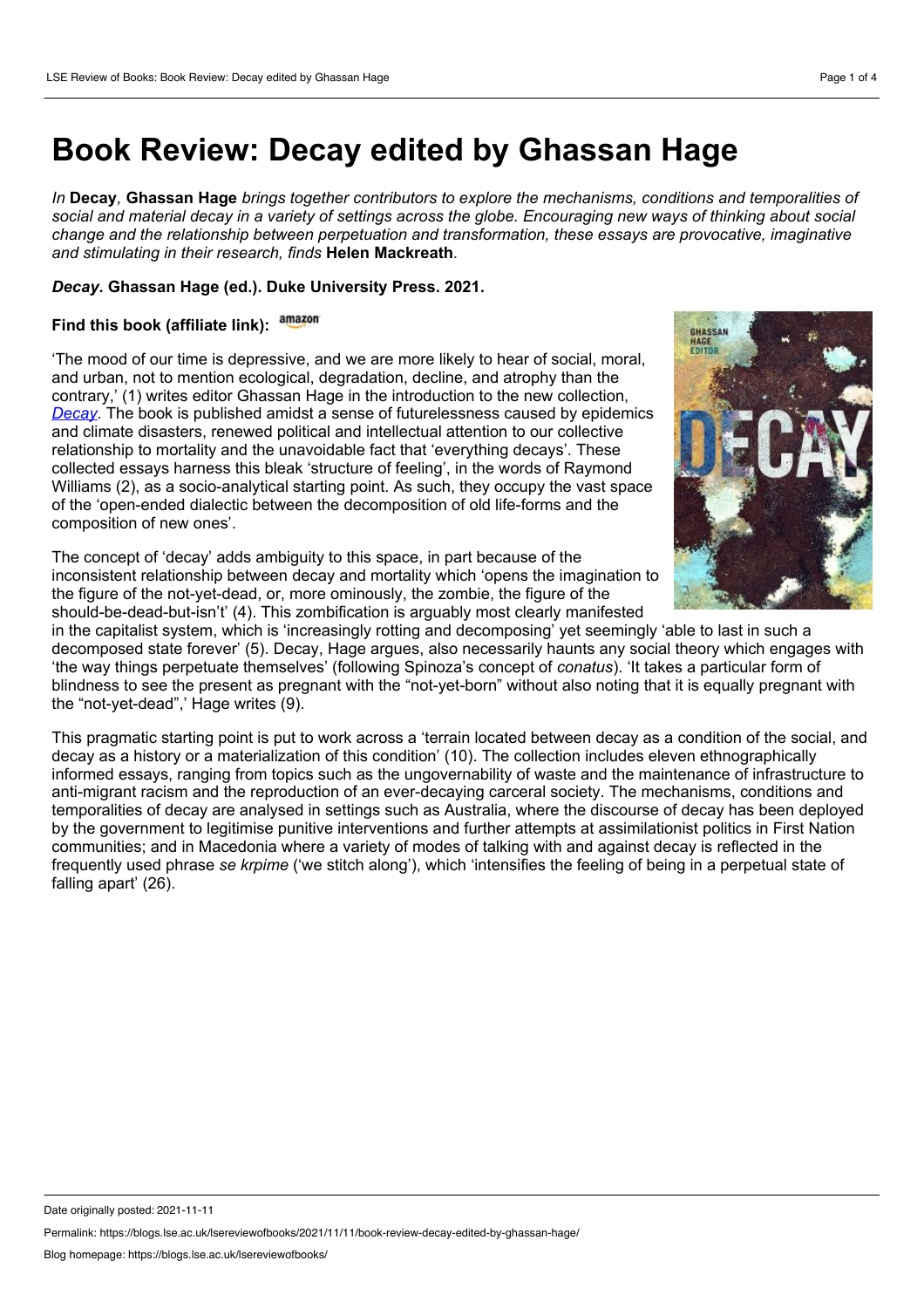# Book Review: Decay edited by Ghassan Hage

*In* **Decay***,* **Ghassan Hage** *brings together contributors to explore the mechanisms, conditions and temporalities of social and material decay in a variety of settings across the globe. Encouraging new ways of thinking about social change and the relationship between perpetuation and transformation, these essays are provocative, imaginative and stimulating in their research, finds* **Helen Mackreath***.*

***Decay*. Ghassan Hage (ed.). Duke University Press. 2021.**

**Find this book (affiliate link):** amazon

'The mood of our time is depressive, and we are more likely to hear of social, moral, and urban, not to mention ecological, degradation, decline, and atrophy than the contrary,' (1) writes editor Ghassan Hage in the introduction to the new collection, *Decay*. The book is published amidst a sense of futurelessness caused by epidemics and climate disasters, renewed political and intellectual attention to our collective relationship to mortality and the unavoidable fact that 'everything decays'. These collected essays harness this bleak 'structure of feeling', in the words of Raymond Williams (2), as a socio-analytical starting point. As such, they occupy the vast space of the 'open-ended dialectic between the decomposition of old life-forms and the composition of new ones'.

The concept of 'decay' adds ambiguity to this space, in part because of the inconsistent relationship between decay and mortality which 'opens the imagination to the figure of the not-yet-dead, or, more ominously, the zombie, the figure of the should-be-dead-but-isn't' (4). This zombification is arguably most clearly manifested in the capitalist system, which is 'increasingly rotting and decomposing' yet seemingly 'able to last in such a decomposed state forever' (5). Decay, Hage argues, also necessarily haunts any social theory which engages with 'the way things perpetuate themselves' (following Spinoza's concept of *conatus*). 'It takes a particular form of blindness to see the present as pregnant with the "not-yet-born" without also noting that it is equally pregnant with the "not-yet-dead",' Hage writes (9).

This pragmatic starting point is put to work across a 'terrain located between decay as a condition of the social, and decay as a history or a materialization of this condition' (10). The collection includes eleven ethnographically informed essays, ranging from topics such as the ungovernability of waste and the maintenance of infrastructure to anti-migrant racism and the reproduction of an ever-decaying carceral society. The mechanisms, conditions and temporalities of decay are analysed in settings such as Australia, where the discourse of decay has been deployed by the government to legitimise punitive interventions and further attempts at assimilationist politics in First Nation communities; and in Macedonia where a variety of modes of talking with and against decay is reflected in the frequently used phrase *se krpime* ('we stitch along'), which 'intensifies the feeling of being in a perpetual state of falling apart' (26).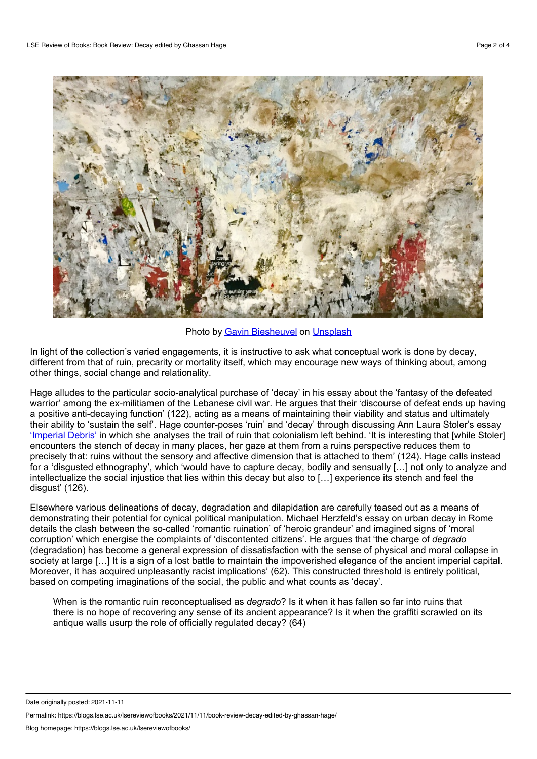Photo by Gavin Biesheuvel on Unsplash

In light of the collection's varied engagements, it is instructive to ask what conceptual work is done by decay, different from that of ruin, precarity or mortality itself, which may encourage new ways of thinking about, among other things, social change and relationality.

Hage alludes to the particular socio-analytical purchase of 'decay' in his essay about the 'fantasy of the defeated warrior' among the ex-militiamen of the Lebanese civil war. He argues that their 'discourse of defeat ends up having a positive anti-decaying function' (122), acting as a means of maintaining their viability and status and ultimately their ability to 'sustain the self'. Hage counter-poses 'ruin' and 'decay' through discussing Ann Laura Stoler's essay 'Imperial Debris' in which she analyses the trail of ruin that colonialism left behind. 'It is interesting that [while Stoler] encounters the stench of decay in many places, her gaze at them from a ruins perspective reduces them to precisely that: ruins without the sensory and affective dimension that is attached to them' (124). Hage calls instead for a 'disgusted ethnography', which 'would have to capture decay, bodily and sensually […] not only to analyze and intellectualize the social injustice that lies within this decay but also to […] experience its stench and feel the disgust' (126).

Elsewhere various delineations of decay, degradation and dilapidation are carefully teased out as a means of demonstrating their potential for cynical political manipulation. Michael Herzfeld's essay on urban decay in Rome details the clash between the so-called 'romantic ruination' of 'heroic grandeur' and imagined signs of 'moral corruption' which energise the complaints of 'discontented citizens'. He argues that 'the charge of *degrado* (degradation) has become a general expression of dissatisfaction with the sense of physical and moral collapse in society at large […] It is a sign of a lost battle to maintain the impoverished elegance of the ancient imperial capital. Moreover, it has acquired unpleasantly racist implications' (62). This constructed threshold is entirely political, based on competing imaginations of the social, the public and what counts as 'decay'.

> When is the romantic ruin reconceptualised as *degrado*? Is it when it has fallen so far into ruins that there is no hope of recovering any sense of its ancient appearance? Is it when the graffiti scrawled on its antique walls usurp the role of officially regulated decay? (64)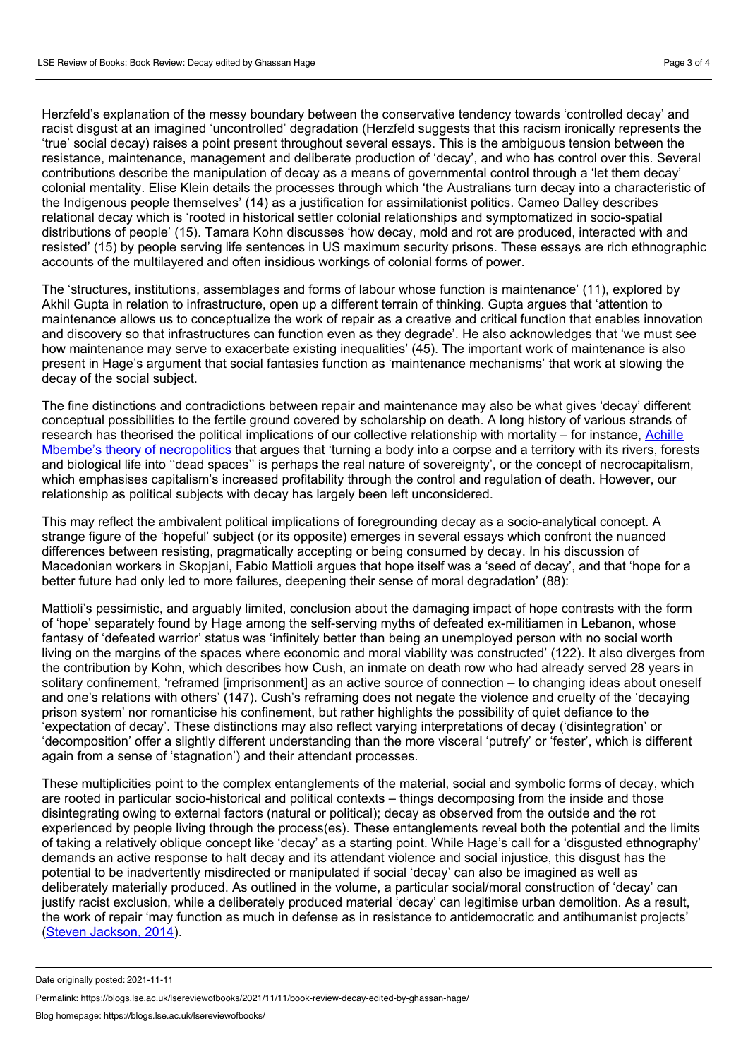Herzfeld's explanation of the messy boundary between the conservative tendency towards 'controlled decay' and racist disgust at an imagined 'uncontrolled' degradation (Herzfeld suggests that this racism ironically represents the 'true' social decay) raises a point present throughout several essays. This is the ambiguous tension between the resistance, maintenance, management and deliberate production of 'decay', and who has control over this. Several contributions describe the manipulation of decay as a means of governmental control through a 'let them decay' colonial mentality. Elise Klein details the processes through which 'the Australians turn decay into a characteristic of the Indigenous people themselves' (14) as a justification for assimilationist politics. Cameo Dalley describes relational decay which is 'rooted in historical settler colonial relationships and symptomatized in socio-spatial distributions of people' (15). Tamara Kohn discusses 'how decay, mold and rot are produced, interacted with and resisted' (15) by people serving life sentences in US maximum security prisons. These essays are rich ethnographic accounts of the multilayered and often insidious workings of colonial forms of power.

The 'structures, institutions, assemblages and forms of labour whose function is maintenance' (11), explored by Akhil Gupta in relation to infrastructure, open up a different terrain of thinking. Gupta argues that 'attention to maintenance allows us to conceptualize the work of repair as a creative and critical function that enables innovation and discovery so that infrastructures can function even as they degrade'. He also acknowledges that 'we must see how maintenance may serve to exacerbate existing inequalities' (45). The important work of maintenance is also present in Hage's argument that social fantasies function as 'maintenance mechanisms' that work at slowing the decay of the social subject.

The fine distinctions and contradictions between repair and maintenance may also be what gives 'decay' different conceptual possibilities to the fertile ground covered by scholarship on death. A long history of various strands of research has theorised the political implications of our collective relationship with mortality – for instance, Achille Mbembe's theory of necropolitics that argues that 'turning a body into a corpse and a territory with its rivers, forests and biological life into ''dead spaces'' is perhaps the real nature of sovereignty', or the concept of necrocapitalism, which emphasises capitalism's increased profitability through the control and regulation of death. However, our relationship as political subjects with decay has largely been left unconsidered.

This may reflect the ambivalent political implications of foregrounding decay as a socio-analytical concept. A strange figure of the 'hopeful' subject (or its opposite) emerges in several essays which confront the nuanced differences between resisting, pragmatically accepting or being consumed by decay. In his discussion of Macedonian workers in Skopjani, Fabio Mattioli argues that hope itself was a 'seed of decay', and that 'hope for a better future had only led to more failures, deepening their sense of moral degradation' (88):

Mattioli's pessimistic, and arguably limited, conclusion about the damaging impact of hope contrasts with the form of 'hope' separately found by Hage among the self-serving myths of defeated ex-militiamen in Lebanon, whose fantasy of 'defeated warrior' status was 'infinitely better than being an unemployed person with no social worth living on the margins of the spaces where economic and moral viability was constructed' (122). It also diverges from the contribution by Kohn, which describes how Cush, an inmate on death row who had already served 28 years in solitary confinement, 'reframed [imprisonment] as an active source of connection – to changing ideas about oneself and one's relations with others' (147). Cush's reframing does not negate the violence and cruelty of the 'decaying prison system' nor romanticise his confinement, but rather highlights the possibility of quiet defiance to the 'expectation of decay'. These distinctions may also reflect varying interpretations of decay ('disintegration' or 'decomposition' offer a slightly different understanding than the more visceral 'putrefy' or 'fester', which is different again from a sense of 'stagnation') and their attendant processes.

These multiplicities point to the complex entanglements of the material, social and symbolic forms of decay, which are rooted in particular socio-historical and political contexts – things decomposing from the inside and those disintegrating owing to external factors (natural or political); decay as observed from the outside and the rot experienced by people living through the process(es). These entanglements reveal both the potential and the limits of taking a relatively oblique concept like 'decay' as a starting point. While Hage's call for a 'disgusted ethnography' demands an active response to halt decay and its attendant violence and social injustice, this disgust has the potential to be inadvertently misdirected or manipulated if social 'decay' can also be imagined as well as deliberately materially produced. As outlined in the volume, a particular social/moral construction of 'decay' can justify racist exclusion, while a deliberately produced material 'decay' can legitimise urban demolition. As a result, the work of repair 'may function as much in defense as in resistance to antidemocratic and antihumanist projects' (Steven Jackson, 2014).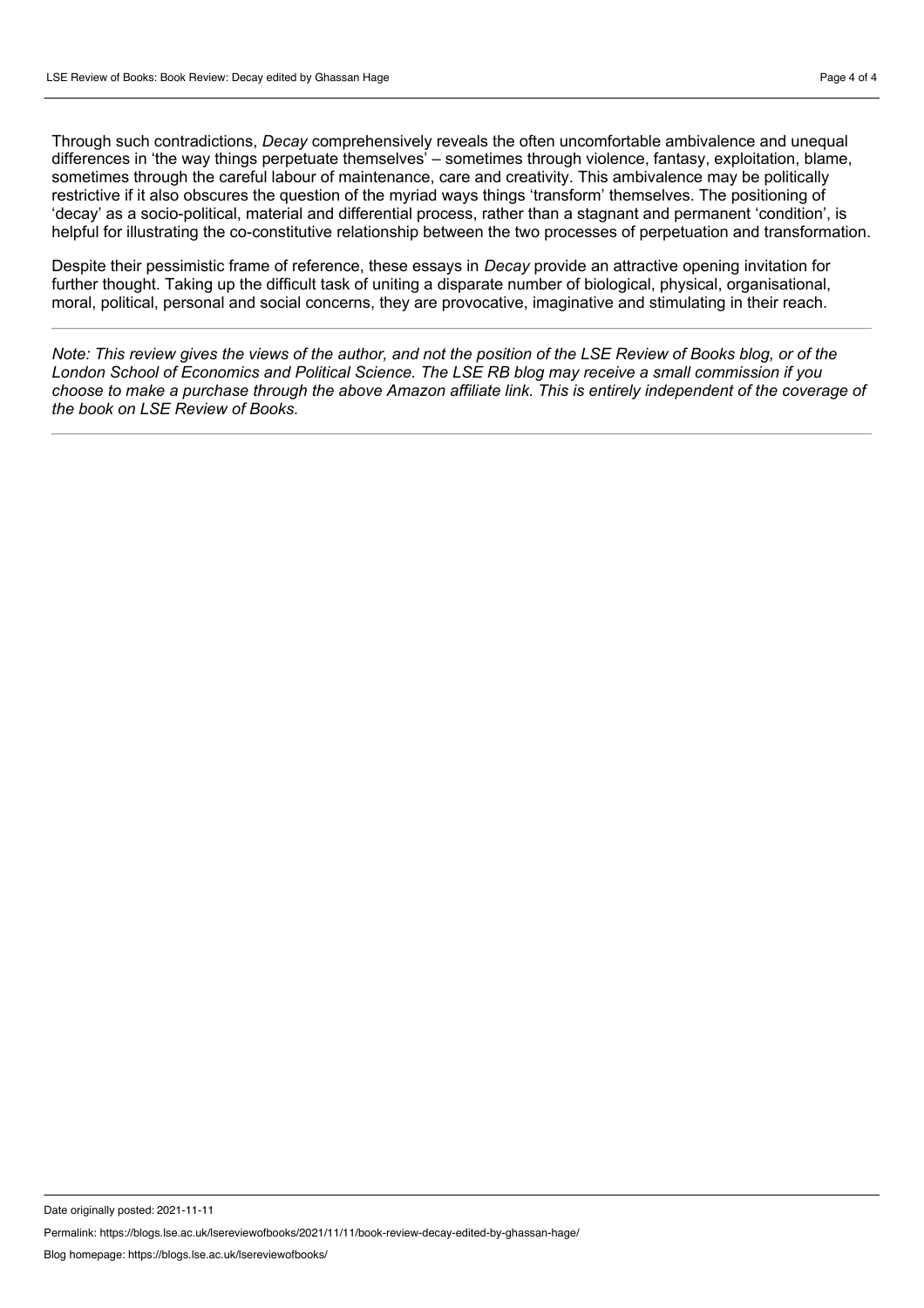Through such contradictions, *Decay* comprehensively reveals the often uncomfortable ambivalence and unequal differences in 'the way things perpetuate themselves' – sometimes through violence, fantasy, exploitation, blame, sometimes through the careful labour of maintenance, care and creativity. This ambivalence may be politically restrictive if it also obscures the question of the myriad ways things 'transform' themselves. The positioning of 'decay' as a socio-political, material and differential process, rather than a stagnant and permanent 'condition', is helpful for illustrating the co-constitutive relationship between the two processes of perpetuation and transformation.

Despite their pessimistic frame of reference, these essays in *Decay* provide an attractive opening invitation for further thought. Taking up the difficult task of uniting a disparate number of biological, physical, organisational, moral, political, personal and social concerns, they are provocative, imaginative and stimulating in their reach.

---

*Note: This review gives the views of the author, and not the position of the LSE Review of Books blog, or of the London School of Economics and Political Science. The LSE RB blog may receive a small commission if you choose to make a purchase through the above Amazon affiliate link. This is entirely independent of the coverage of the book on LSE Review of Books.*

---

Date originally posted: 2021-11-11

Permalink: https://blogs.lse.ac.uk/lsereviewofbooks/2021/11/11/book-review-decay-edited-by-ghassan-hage/

Blog homepage: https://blogs.lse.ac.uk/lsereviewofbooks/